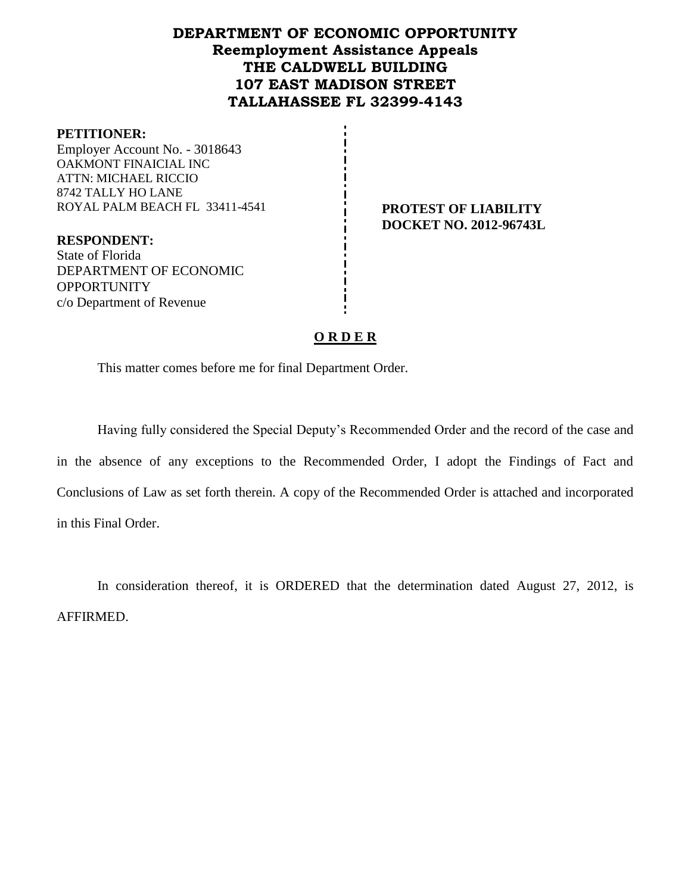# DEPARTMENT OF ECONOMIC OPPORTUNITY
## Reemployment Assistance Appeals
## THE CALDWELL BUILDING
## 107 EAST MADISON STREET
## TALLAHASSEE FL 32399-4143

**PETITIONER:**
Employer Account No. - 3018643
OAKMONT FINAICIAL INC
ATTN: MICHAEL RICCIO
8742 TALLY HO LANE
ROYAL PALM BEACH FL 33411-4541

**PROTEST OF LIABILITY**
**DOCKET NO. 2012-96743L**

**RESPONDENT:**
State of Florida
DEPARTMENT OF ECONOMIC OPPORTUNITY
c/o Department of Revenue

**O R D E R**

This matter comes before me for final Department Order.

Having fully considered the Special Deputy's Recommended Order and the record of the case and in the absence of any exceptions to the Recommended Order, I adopt the Findings of Fact and Conclusions of Law as set forth therein. A copy of the Recommended Order is attached and incorporated in this Final Order.

In consideration thereof, it is ORDERED that the determination dated August 27, 2012, is AFFIRMED.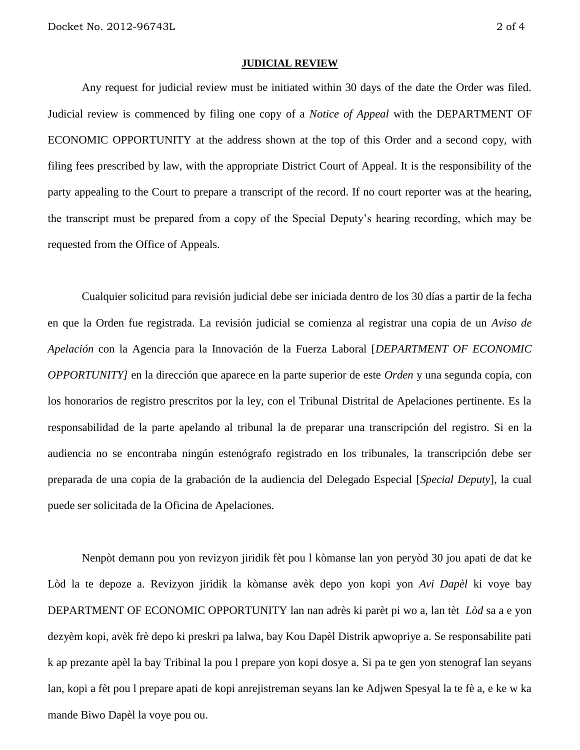**JUDICIAL REVIEW**

Any request for judicial review must be initiated within 30 days of the date the Order was filed. Judicial review is commenced by filing one copy of a *Notice of Appeal* with the DEPARTMENT OF ECONOMIC OPPORTUNITY at the address shown at the top of this Order and a second copy, with filing fees prescribed by law, with the appropriate District Court of Appeal. It is the responsibility of the party appealing to the Court to prepare a transcript of the record. If no court reporter was at the hearing, the transcript must be prepared from a copy of the Special Deputy's hearing recording, which may be requested from the Office of Appeals.

Cualquier solicitud para revisión judicial debe ser iniciada dentro de los 30 días a partir de la fecha en que la Orden fue registrada. La revisión judicial se comienza al registrar una copia de un *Aviso de Apelación* con la Agencia para la Innovación de la Fuerza Laboral [*DEPARTMENT OF ECONOMIC OPPORTUNITY]* en la dirección que aparece en la parte superior de este *Orden* y una segunda copia, con los honorarios de registro prescritos por la ley, con el Tribunal Distrital de Apelaciones pertinente. Es la responsabilidad de la parte apelando al tribunal la de preparar una transcripción del registro. Si en la audiencia no se encontraba ningún estenógrafo registrado en los tribunales, la transcripción debe ser preparada de una copia de la grabación de la audiencia del Delegado Especial [*Special Deputy*], la cual puede ser solicitada de la Oficina de Apelaciones.

Nenpòt demann pou yon revizyon jiridik fèt pou l kòmanse lan yon peryòd 30 jou apati de dat ke Lòd la te depoze a. Revizyon jiridik la kòmanse avèk depo yon kopi yon *Avi Dapèl* ki voye bay DEPARTMENT OF ECONOMIC OPPORTUNITY lan nan adrès ki parèt pi wo a, lan tèt *Lòd* sa a e yon dezyèm kopi, avèk frè depo ki preskri pa lalwa, bay Kou Dapèl Distrik apwopriye a. Se responsabilite pati k ap prezante apèl la bay Tribinal la pou l prepare yon kopi dosye a. Si pa te gen yon stenograf lan seyans lan, kopi a fèt pou l prepare apati de kopi anrejistreman seyans lan ke Adjwen Spesyal la te fè a, e ke w ka mande Biwo Dapèl la voye pou ou.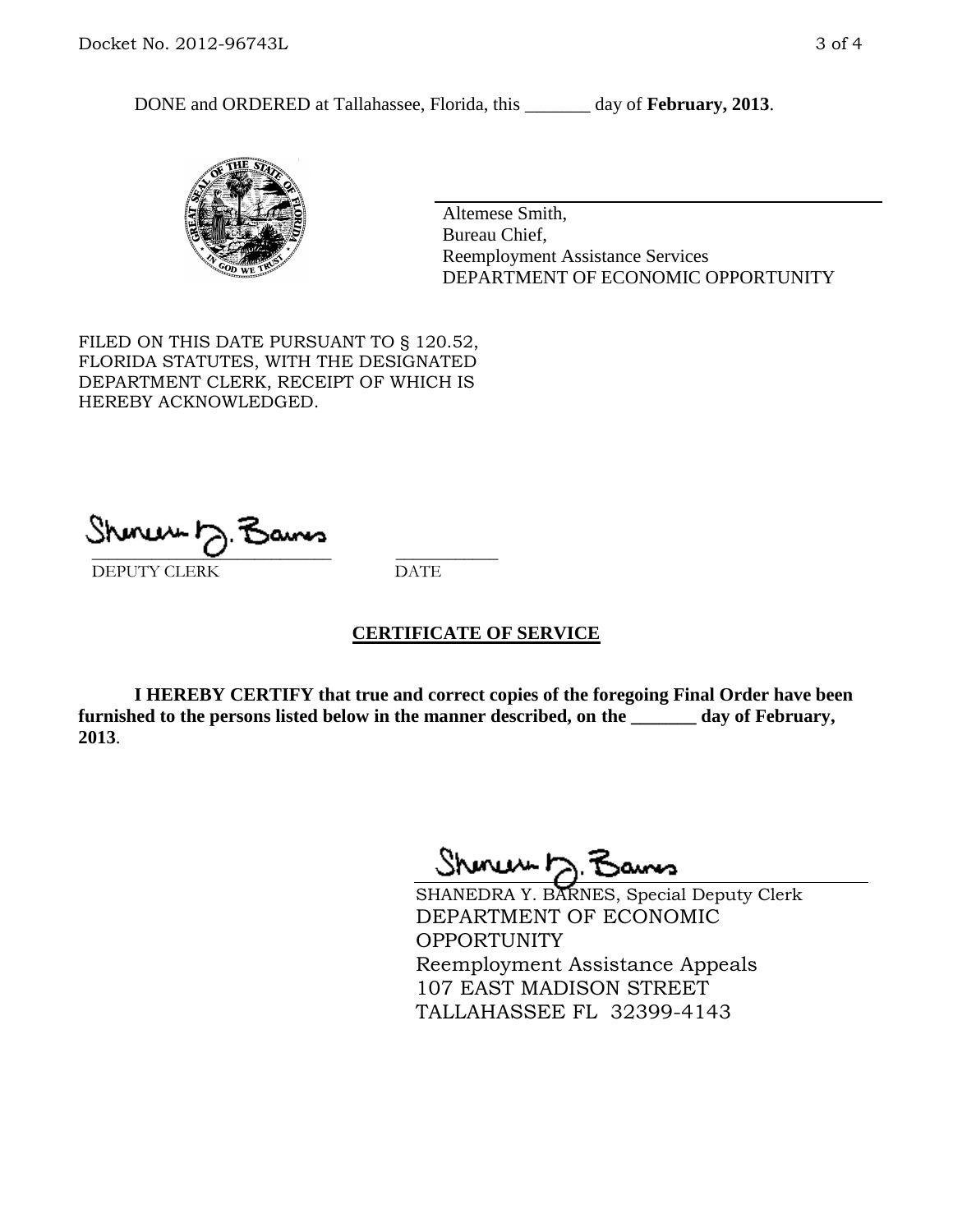DONE and ORDERED at Tallahassee, Florida, this _______ day of **February, 2013**.

Altemese Smith,
Bureau Chief,
Reemployment Assistance Services
DEPARTMENT OF ECONOMIC OPPORTUNITY

FILED ON THIS DATE PURSUANT TO § 120.52, FLORIDA STATUTES, WITH THE DESIGNATED DEPARTMENT CLERK, RECEIPT OF WHICH IS HEREBY ACKNOWLEDGED.

_____________________________ ___________
DEPUTY CLERK DATE

## CERTIFICATE OF SERVICE

**I HEREBY CERTIFY that true and correct copies of the foregoing Final Order have been furnished to the persons listed below in the manner described, on the _______ day of February, 2013**.

SHANEDRA Y. BARNES, Special Deputy Clerk
DEPARTMENT OF ECONOMIC OPPORTUNITY
Reemployment Assistance Appeals
107 EAST MADISON STREET
TALLAHASSEE FL 32399-4143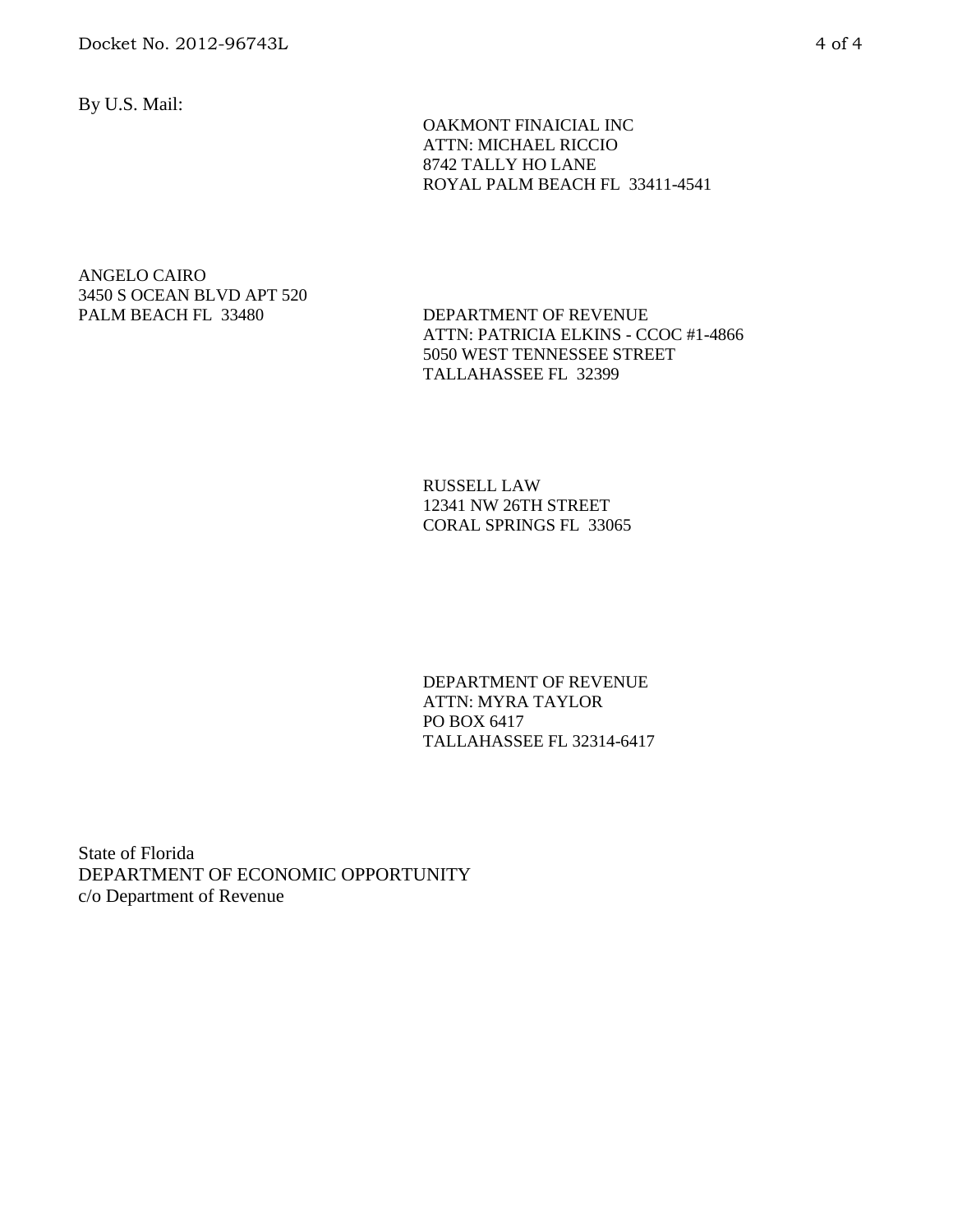By U.S. Mail:

OAKMONT FINAICIAL INC
ATTN: MICHAEL RICCIO
8742 TALLY HO LANE
ROYAL PALM BEACH FL 33411-4541

ANGELO CAIRO
3450 S OCEAN BLVD APT 520
PALM BEACH FL 33480

DEPARTMENT OF REVENUE
ATTN: PATRICIA ELKINS - CCOC #1-4866
5050 WEST TENNESSEE STREET
TALLAHASSEE FL 32399

RUSSELL LAW
12341 NW 26TH STREET
CORAL SPRINGS FL 33065

DEPARTMENT OF REVENUE
ATTN: MYRA TAYLOR
PO BOX 6417
TALLAHASSEE FL 32314-6417

State of Florida
DEPARTMENT OF ECONOMIC OPPORTUNITY
c/o Department of Revenue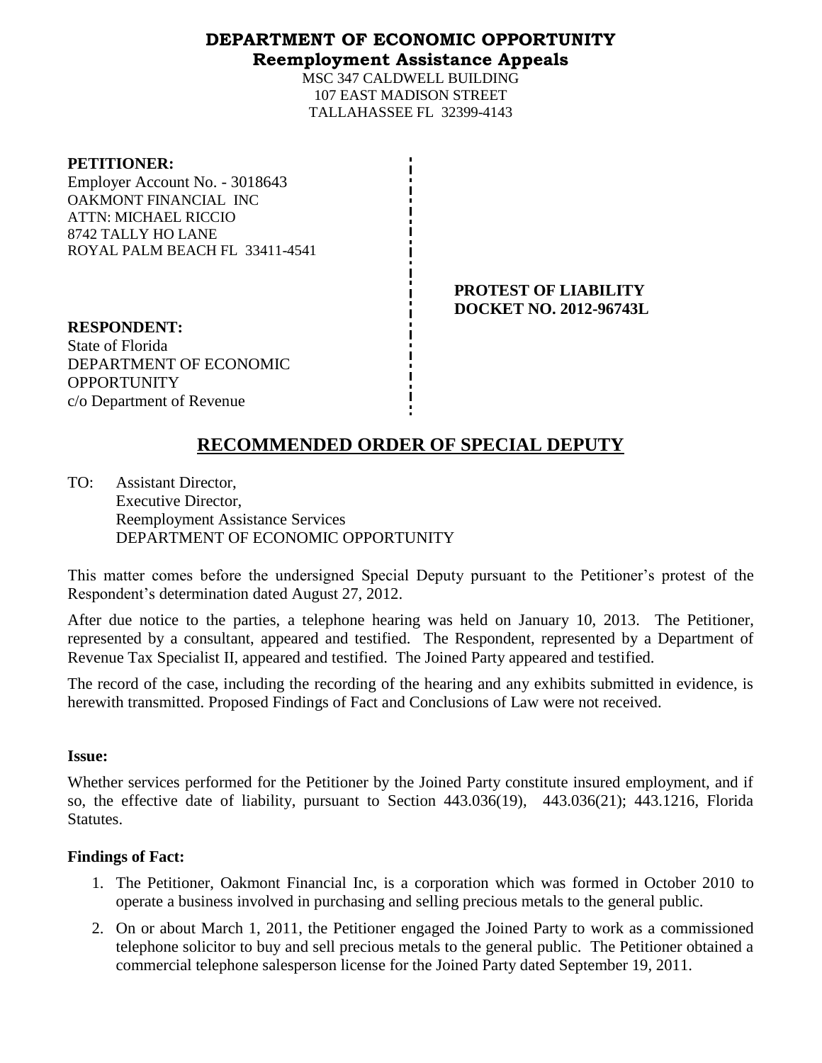# DEPARTMENT OF ECONOMIC OPPORTUNITY
## Reemployment Assistance Appeals

MSC 347 CALDWELL BUILDING
107 EAST MADISON STREET
TALLAHASSEE FL 32399-4143

**PETITIONER:**
Employer Account No. - 3018643
OAKMONT FINANCIAL INC
ATTN: MICHAEL RICCIO
8742 TALLY HO LANE
ROYAL PALM BEACH FL 33411-4541

**PROTEST OF LIABILITY**
**DOCKET NO. 2012-96743L**

**RESPONDENT:**
State of Florida
DEPARTMENT OF ECONOMIC OPPORTUNITY
c/o Department of Revenue

# RECOMMENDED ORDER OF SPECIAL DEPUTY

TO: Assistant Director,
Executive Director,
Reemployment Assistance Services
DEPARTMENT OF ECONOMIC OPPORTUNITY

This matter comes before the undersigned Special Deputy pursuant to the Petitioner's protest of the Respondent's determination dated August 27, 2012.

After due notice to the parties, a telephone hearing was held on January 10, 2013. The Petitioner, represented by a consultant, appeared and testified. The Respondent, represented by a Department of Revenue Tax Specialist II, appeared and testified. The Joined Party appeared and testified.

The record of the case, including the recording of the hearing and any exhibits submitted in evidence, is herewith transmitted. Proposed Findings of Fact and Conclusions of Law were not received.

**Issue:**

Whether services performed for the Petitioner by the Joined Party constitute insured employment, and if so, the effective date of liability, pursuant to Section 443.036(19), 443.036(21); 443.1216, Florida Statutes.

**Findings of Fact:**

1. The Petitioner, Oakmont Financial Inc, is a corporation which was formed in October 2010 to operate a business involved in purchasing and selling precious metals to the general public.
2. On or about March 1, 2011, the Petitioner engaged the Joined Party to work as a commissioned telephone solicitor to buy and sell precious metals to the general public. The Petitioner obtained a commercial telephone salesperson license for the Joined Party dated September 19, 2011.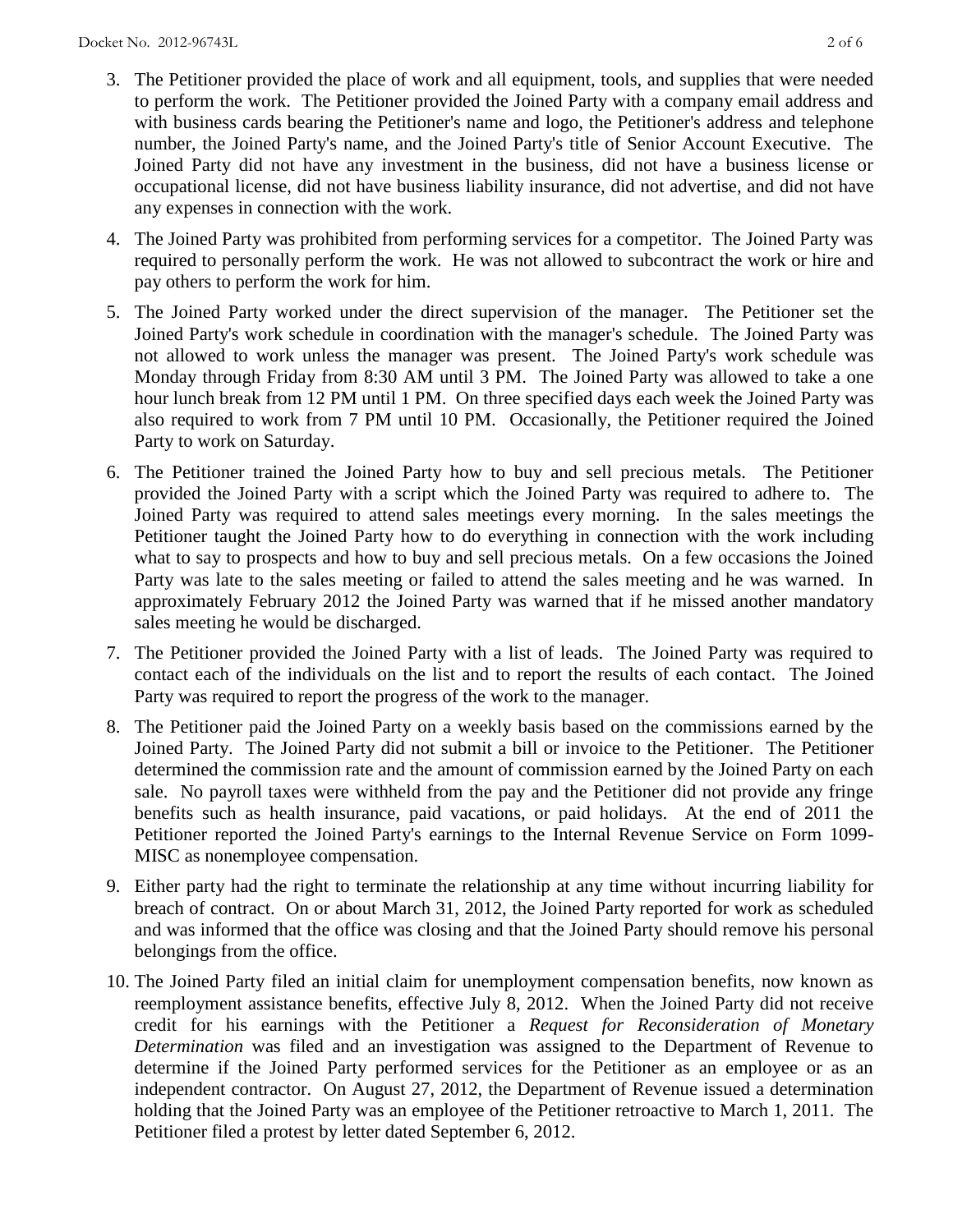3. The Petitioner provided the place of work and all equipment, tools, and supplies that were needed to perform the work. The Petitioner provided the Joined Party with a company email address and with business cards bearing the Petitioner's name and logo, the Petitioner's address and telephone number, the Joined Party's name, and the Joined Party's title of Senior Account Executive. The Joined Party did not have any investment in the business, did not have a business license or occupational license, did not have business liability insurance, did not advertise, and did not have any expenses in connection with the work.

4. The Joined Party was prohibited from performing services for a competitor. The Joined Party was required to personally perform the work. He was not allowed to subcontract the work or hire and pay others to perform the work for him.

5. The Joined Party worked under the direct supervision of the manager. The Petitioner set the Joined Party's work schedule in coordination with the manager's schedule. The Joined Party was not allowed to work unless the manager was present. The Joined Party's work schedule was Monday through Friday from 8:30 AM until 3 PM. The Joined Party was allowed to take a one hour lunch break from 12 PM until 1 PM. On three specified days each week the Joined Party was also required to work from 7 PM until 10 PM. Occasionally, the Petitioner required the Joined Party to work on Saturday.

6. The Petitioner trained the Joined Party how to buy and sell precious metals. The Petitioner provided the Joined Party with a script which the Joined Party was required to adhere to. The Joined Party was required to attend sales meetings every morning. In the sales meetings the Petitioner taught the Joined Party how to do everything in connection with the work including what to say to prospects and how to buy and sell precious metals. On a few occasions the Joined Party was late to the sales meeting or failed to attend the sales meeting and he was warned. In approximately February 2012 the Joined Party was warned that if he missed another mandatory sales meeting he would be discharged.

7. The Petitioner provided the Joined Party with a list of leads. The Joined Party was required to contact each of the individuals on the list and to report the results of each contact. The Joined Party was required to report the progress of the work to the manager.

8. The Petitioner paid the Joined Party on a weekly basis based on the commissions earned by the Joined Party. The Joined Party did not submit a bill or invoice to the Petitioner. The Petitioner determined the commission rate and the amount of commission earned by the Joined Party on each sale. No payroll taxes were withheld from the pay and the Petitioner did not provide any fringe benefits such as health insurance, paid vacations, or paid holidays. At the end of 2011 the Petitioner reported the Joined Party's earnings to the Internal Revenue Service on Form 1099-MISC as nonemployee compensation.

9. Either party had the right to terminate the relationship at any time without incurring liability for breach of contract. On or about March 31, 2012, the Joined Party reported for work as scheduled and was informed that the office was closing and that the Joined Party should remove his personal belongings from the office.

10. The Joined Party filed an initial claim for unemployment compensation benefits, now known as reemployment assistance benefits, effective July 8, 2012. When the Joined Party did not receive credit for his earnings with the Petitioner a *Request for Reconsideration of Monetary Determination* was filed and an investigation was assigned to the Department of Revenue to determine if the Joined Party performed services for the Petitioner as an employee or as an independent contractor. On August 27, 2012, the Department of Revenue issued a determination holding that the Joined Party was an employee of the Petitioner retroactive to March 1, 2011. The Petitioner filed a protest by letter dated September 6, 2012.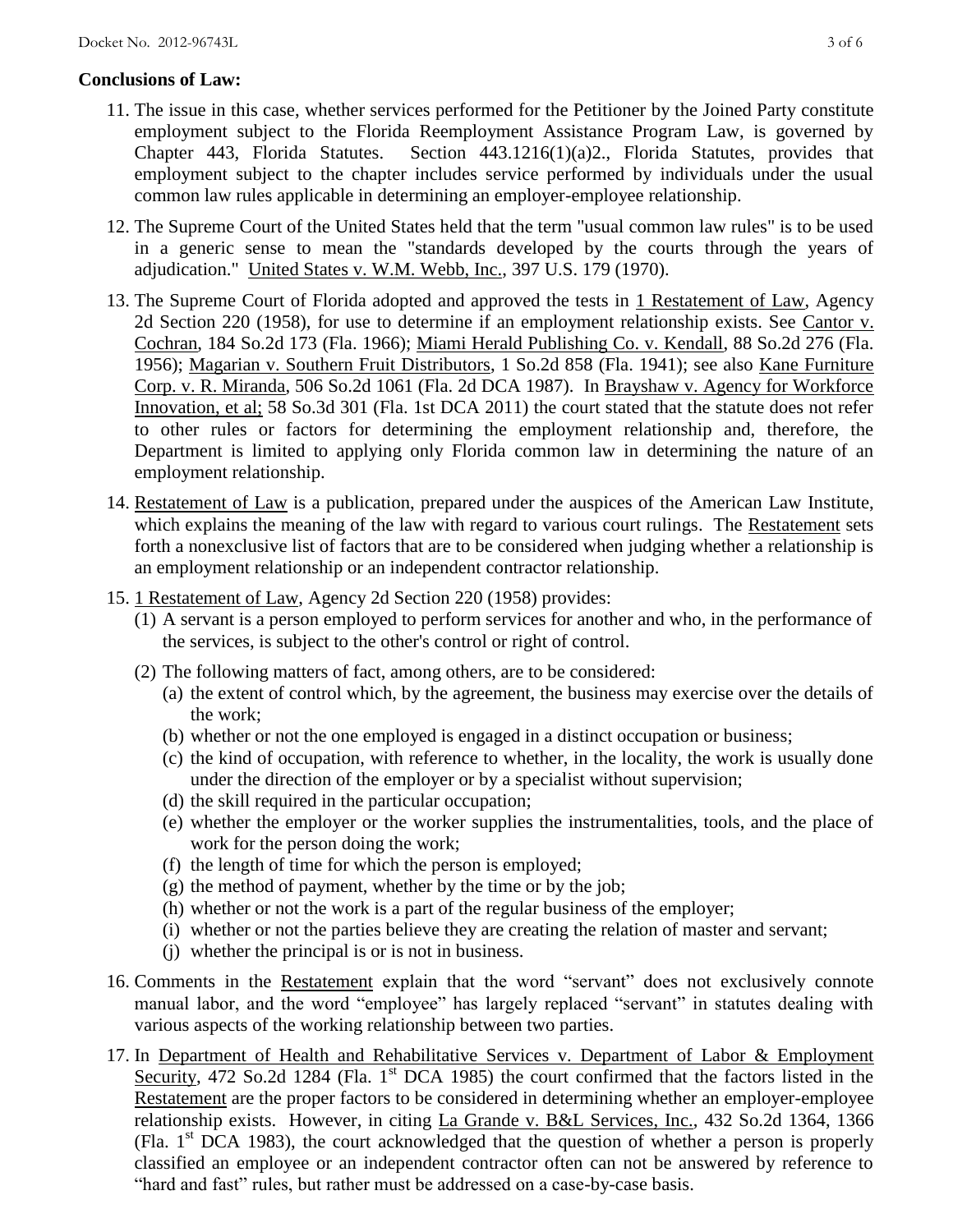**Conclusions of Law:**

11. The issue in this case, whether services performed for the Petitioner by the Joined Party constitute employment subject to the Florida Reemployment Assistance Program Law, is governed by Chapter 443, Florida Statutes. Section 443.1216(1)(a)2., Florida Statutes, provides that employment subject to the chapter includes service performed by individuals under the usual common law rules applicable in determining an employer-employee relationship.

12. The Supreme Court of the United States held that the term "usual common law rules" is to be used in a generic sense to mean the "standards developed by the courts through the years of adjudication." United States v. W.M. Webb, Inc., 397 U.S. 179 (1970).

13. The Supreme Court of Florida adopted and approved the tests in 1 Restatement of Law, Agency 2d Section 220 (1958), for use to determine if an employment relationship exists. See Cantor v. Cochran, 184 So.2d 173 (Fla. 1966); Miami Herald Publishing Co. v. Kendall, 88 So.2d 276 (Fla. 1956); Magarian v. Southern Fruit Distributors, 1 So.2d 858 (Fla. 1941); see also Kane Furniture Corp. v. R. Miranda, 506 So.2d 1061 (Fla. 2d DCA 1987). In Brayshaw v. Agency for Workforce Innovation, et al; 58 So.3d 301 (Fla. 1st DCA 2011) the court stated that the statute does not refer to other rules or factors for determining the employment relationship and, therefore, the Department is limited to applying only Florida common law in determining the nature of an employment relationship.

14. Restatement of Law is a publication, prepared under the auspices of the American Law Institute, which explains the meaning of the law with regard to various court rulings. The Restatement sets forth a nonexclusive list of factors that are to be considered when judging whether a relationship is an employment relationship or an independent contractor relationship.

15. 1 Restatement of Law, Agency 2d Section 220 (1958) provides:
    (1) A servant is a person employed to perform services for another and who, in the performance of the services, is subject to the other's control or right of control.
    (2) The following matters of fact, among others, are to be considered:
        (a) the extent of control which, by the agreement, the business may exercise over the details of the work;
        (b) whether or not the one employed is engaged in a distinct occupation or business;
        (c) the kind of occupation, with reference to whether, in the locality, the work is usually done under the direction of the employer or by a specialist without supervision;
        (d) the skill required in the particular occupation;
        (e) whether the employer or the worker supplies the instrumentalities, tools, and the place of work for the person doing the work;
        (f) the length of time for which the person is employed;
        (g) the method of payment, whether by the time or by the job;
        (h) whether or not the work is a part of the regular business of the employer;
        (i) whether or not the parties believe they are creating the relation of master and servant;
        (j) whether the principal is or is not in business.

16. Comments in the Restatement explain that the word "servant" does not exclusively connote manual labor, and the word "employee" has largely replaced "servant" in statutes dealing with various aspects of the working relationship between two parties.

17. In Department of Health and Rehabilitative Services v. Department of Labor & Employment Security, 472 So.2d 1284 (Fla. 1st DCA 1985) the court confirmed that the factors listed in the Restatement are the proper factors to be considered in determining whether an employer-employee relationship exists. However, in citing La Grande v. B&L Services, Inc., 432 So.2d 1364, 1366 (Fla. 1st DCA 1983), the court acknowledged that the question of whether a person is properly classified an employee or an independent contractor often can not be answered by reference to "hard and fast" rules, but rather must be addressed on a case-by-case basis.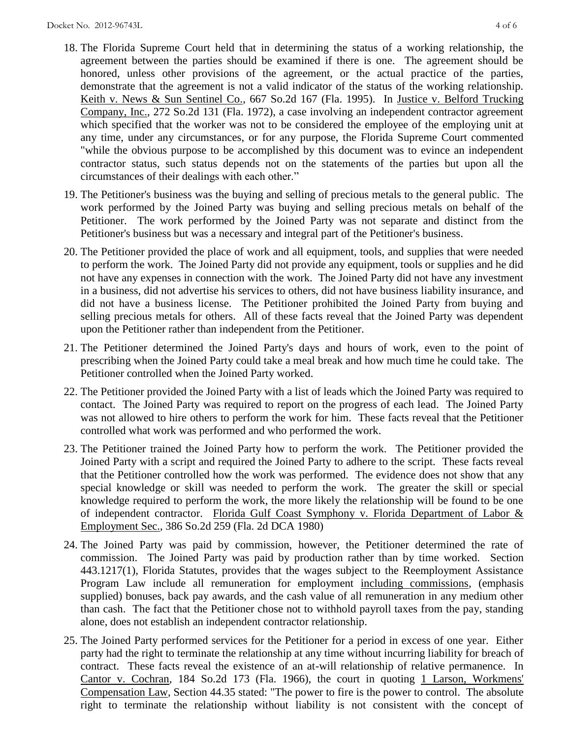18. The Florida Supreme Court held that in determining the status of a working relationship, the agreement between the parties should be examined if there is one. The agreement should be honored, unless other provisions of the agreement, or the actual practice of the parties, demonstrate that the agreement is not a valid indicator of the status of the working relationship. Keith v. News & Sun Sentinel Co., 667 So.2d 167 (Fla. 1995). In Justice v. Belford Trucking Company, Inc., 272 So.2d 131 (Fla. 1972), a case involving an independent contractor agreement which specified that the worker was not to be considered the employee of the employing unit at any time, under any circumstances, or for any purpose, the Florida Supreme Court commented "while the obvious purpose to be accomplished by this document was to evince an independent contractor status, such status depends not on the statements of the parties but upon all the circumstances of their dealings with each other."

19. The Petitioner's business was the buying and selling of precious metals to the general public. The work performed by the Joined Party was buying and selling precious metals on behalf of the Petitioner. The work performed by the Joined Party was not separate and distinct from the Petitioner's business but was a necessary and integral part of the Petitioner's business.

20. The Petitioner provided the place of work and all equipment, tools, and supplies that were needed to perform the work. The Joined Party did not provide any equipment, tools or supplies and he did not have any expenses in connection with the work. The Joined Party did not have any investment in a business, did not advertise his services to others, did not have business liability insurance, and did not have a business license. The Petitioner prohibited the Joined Party from buying and selling precious metals for others. All of these facts reveal that the Joined Party was dependent upon the Petitioner rather than independent from the Petitioner.

21. The Petitioner determined the Joined Party's days and hours of work, even to the point of prescribing when the Joined Party could take a meal break and how much time he could take. The Petitioner controlled when the Joined Party worked.

22. The Petitioner provided the Joined Party with a list of leads which the Joined Party was required to contact. The Joined Party was required to report on the progress of each lead. The Joined Party was not allowed to hire others to perform the work for him. These facts reveal that the Petitioner controlled what work was performed and who performed the work.

23. The Petitioner trained the Joined Party how to perform the work. The Petitioner provided the Joined Party with a script and required the Joined Party to adhere to the script. These facts reveal that the Petitioner controlled how the work was performed. The evidence does not show that any special knowledge or skill was needed to perform the work. The greater the skill or special knowledge required to perform the work, the more likely the relationship will be found to be one of independent contractor. Florida Gulf Coast Symphony v. Florida Department of Labor & Employment Sec., 386 So.2d 259 (Fla. 2d DCA 1980)

24. The Joined Party was paid by commission, however, the Petitioner determined the rate of commission. The Joined Party was paid by production rather than by time worked. Section 443.1217(1), Florida Statutes, provides that the wages subject to the Reemployment Assistance Program Law include all remuneration for employment including commissions, (emphasis supplied) bonuses, back pay awards, and the cash value of all remuneration in any medium other than cash. The fact that the Petitioner chose not to withhold payroll taxes from the pay, standing alone, does not establish an independent contractor relationship.

25. The Joined Party performed services for the Petitioner for a period in excess of one year. Either party had the right to terminate the relationship at any time without incurring liability for breach of contract. These facts reveal the existence of an at-will relationship of relative permanence. In Cantor v. Cochran, 184 So.2d 173 (Fla. 1966), the court in quoting 1 Larson, Workmens' Compensation Law, Section 44.35 stated: "The power to fire is the power to control. The absolute right to terminate the relationship without liability is not consistent with the concept of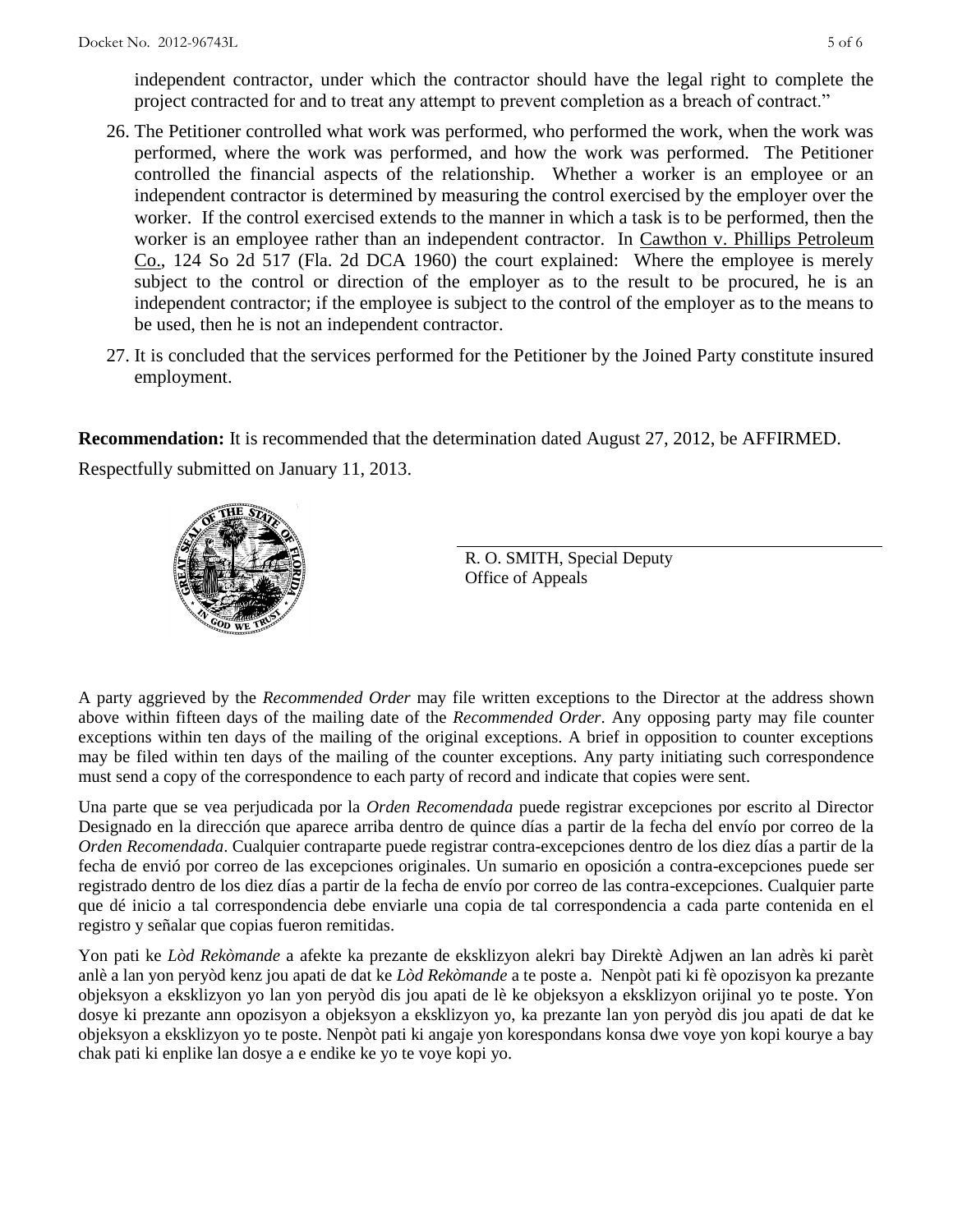independent contractor, under which the contractor should have the legal right to complete the project contracted for and to treat any attempt to prevent completion as a breach of contract."

26. The Petitioner controlled what work was performed, who performed the work, when the work was performed, where the work was performed, and how the work was performed. The Petitioner controlled the financial aspects of the relationship. Whether a worker is an employee or an independent contractor is determined by measuring the control exercised by the employer over the worker. If the control exercised extends to the manner in which a task is to be performed, then the worker is an employee rather than an independent contractor. In Cawthon v. Phillips Petroleum Co., 124 So 2d 517 (Fla. 2d DCA 1960) the court explained: Where the employee is merely subject to the control or direction of the employer as to the result to be procured, he is an independent contractor; if the employee is subject to the control of the employer as to the means to be used, then he is not an independent contractor.

27. It is concluded that the services performed for the Petitioner by the Joined Party constitute insured employment.

**Recommendation:** It is recommended that the determination dated August 27, 2012, be AFFIRMED.

Respectfully submitted on January 11, 2013.

R. O. SMITH, Special Deputy
Office of Appeals

A party aggrieved by the *Recommended Order* may file written exceptions to the Director at the address shown above within fifteen days of the mailing date of the *Recommended Order*. Any opposing party may file counter exceptions within ten days of the mailing of the original exceptions. A brief in opposition to counter exceptions may be filed within ten days of the mailing of the counter exceptions. Any party initiating such correspondence must send a copy of the correspondence to each party of record and indicate that copies were sent.

Una parte que se vea perjudicada por la *Orden Recomendada* puede registrar excepciones por escrito al Director Designado en la dirección que aparece arriba dentro de quince días a partir de la fecha del envío por correo de la *Orden Recomendada*. Cualquier contraparte puede registrar contra-excepciones dentro de los diez días a partir de la fecha de envió por correo de las excepciones originales. Un sumario en oposición a contra-excepciones puede ser registrado dentro de los diez días a partir de la fecha de envío por correo de las contra-excepciones. Cualquier parte que dé inicio a tal correspondencia debe enviarle una copia de tal correspondencia a cada parte contenida en el registro y señalar que copias fueron remitidas.

Yon pati ke *Lòd Rekòmande* a afekte ka prezante de eksklizyon alekri bay Direktè Adjwen an lan adrès ki parèt anlè a lan yon peryòd kenz jou apati de dat ke *Lòd Rekòmande* a te poste a. Nenpòt pati ki fè opozisyon ka prezante objeksyon a eksklizyon yo lan yon peryòd dis jou apati de lè ke objeksyon a eksklizyon orijinal yo te poste. Yon dosye ki prezante ann opozisyon a objeksyon a eksklizyon yo, ka prezante lan yon peryòd dis jou apati de dat ke objeksyon a eksklizyon yo te poste. Nenpòt pati ki angaje yon korespondans konsa dwe voye yon kopi kourye a bay chak pati ki enplike lan dosye a e endike ke yo te voye kopi yo.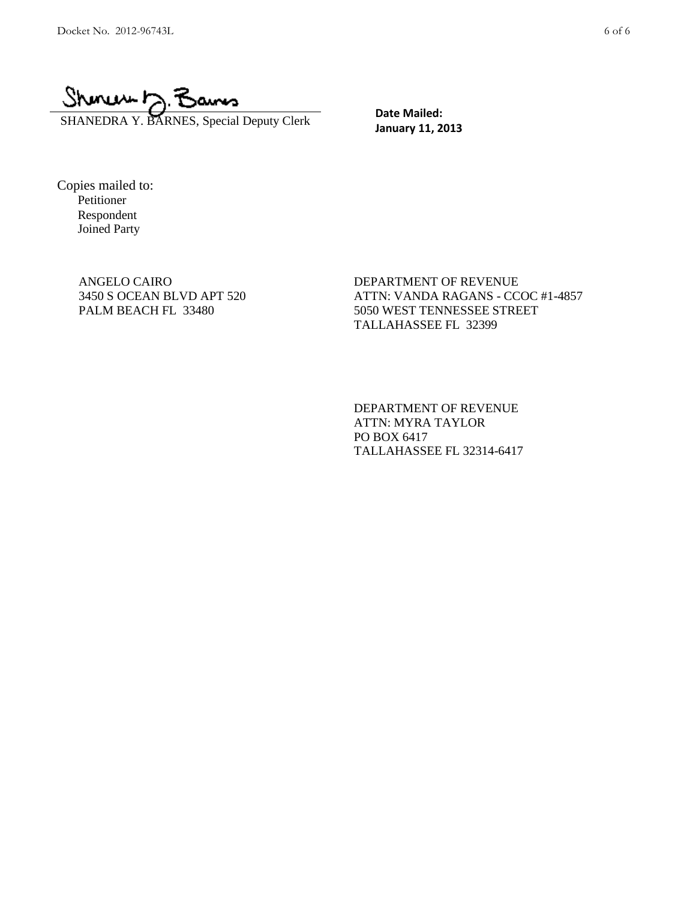SHANEDRA Y. BARNES, Special Deputy Clerk

**Date Mailed:**
**January 11, 2013**

Copies mailed to:
Petitioner
Respondent
Joined Party

ANGELO CAIRO
3450 S OCEAN BLVD APT 520
PALM BEACH FL 33480

DEPARTMENT OF REVENUE
ATTN: VANDA RAGANS - CCOC #1-4857
5050 WEST TENNESSEE STREET
TALLAHASSEE FL 32399

DEPARTMENT OF REVENUE
ATTN: MYRA TAYLOR
PO BOX 6417
TALLAHASSEE FL 32314-6417